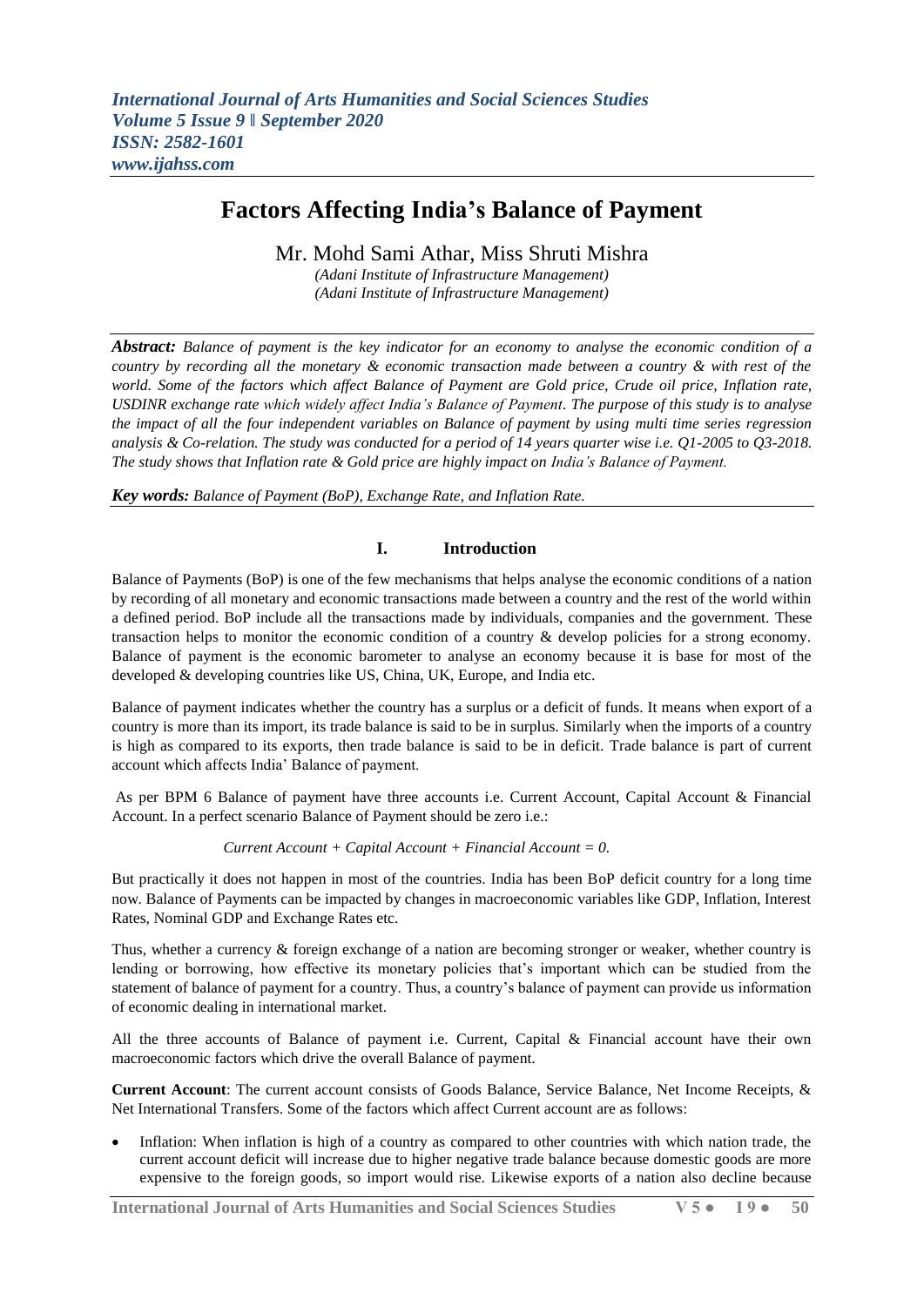# Factors Affecting India's Balance of Payment

Mr. Mohd Sami Athar, Miss Shruti Mishra

*(Adani Institute of Infrastructure Management)*
*(Adani Institute of Infrastructure Management)*

***Abstract:*** *Balance of payment is the key indicator for an economy to analyse the economic condition of a country by recording all the monetary & economic transaction made between a country & with rest of the world. Some of the factors which affect Balance of Payment are Gold price, Crude oil price, Inflation rate, USDINR exchange rate which widely affect India's Balance of Payment. The purpose of this study is to analyse the impact of all the four independent variables on Balance of payment by using multi time series regression analysis & Co-relation. The study was conducted for a period of 14 years quarter wise i.e. Q1-2005 to Q3-2018. The study shows that Inflation rate & Gold price are highly impact on India's Balance of Payment.*

***Key words:*** *Balance of Payment (BoP), Exchange Rate, and Inflation Rate.*

## I. Introduction

Balance of Payments (BoP) is one of the few mechanisms that helps analyse the economic conditions of a nation by recording of all monetary and economic transactions made between a country and the rest of the world within a defined period. BoP include all the transactions made by individuals, companies and the government. These transaction helps to monitor the economic condition of a country & develop policies for a strong economy. Balance of payment is the economic barometer to analyse an economy because it is base for most of the developed & developing countries like US, China, UK, Europe, and India etc.

Balance of payment indicates whether the country has a surplus or a deficit of funds. It means when export of a country is more than its import, its trade balance is said to be in surplus. Similarly when the imports of a country is high as compared to its exports, then trade balance is said to be in deficit. Trade balance is part of current account which affects India' Balance of payment.

As per BPM 6 Balance of payment have three accounts i.e. Current Account, Capital Account & Financial Account. In a perfect scenario Balance of Payment should be zero i.e.:

*Current Account + Capital Account + Financial Account = 0.*

But practically it does not happen in most of the countries. India has been BoP deficit country for a long time now. Balance of Payments can be impacted by changes in macroeconomic variables like GDP, Inflation, Interest Rates, Nominal GDP and Exchange Rates etc.

Thus, whether a currency & foreign exchange of a nation are becoming stronger or weaker, whether country is lending or borrowing, how effective its monetary policies that's important which can be studied from the statement of balance of payment for a country. Thus, a country's balance of payment can provide us information of economic dealing in international market.

All the three accounts of Balance of payment i.e. Current, Capital & Financial account have their own macroeconomic factors which drive the overall Balance of payment.

**Current Account**: The current account consists of Goods Balance, Service Balance, Net Income Receipts, & Net International Transfers. Some of the factors which affect Current account are as follows:

- Inflation: When inflation is high of a country as compared to other countries with which nation trade, the current account deficit will increase due to higher negative trade balance because domestic goods are more expensive to the foreign goods, so import would rise. Likewise exports of a nation also decline because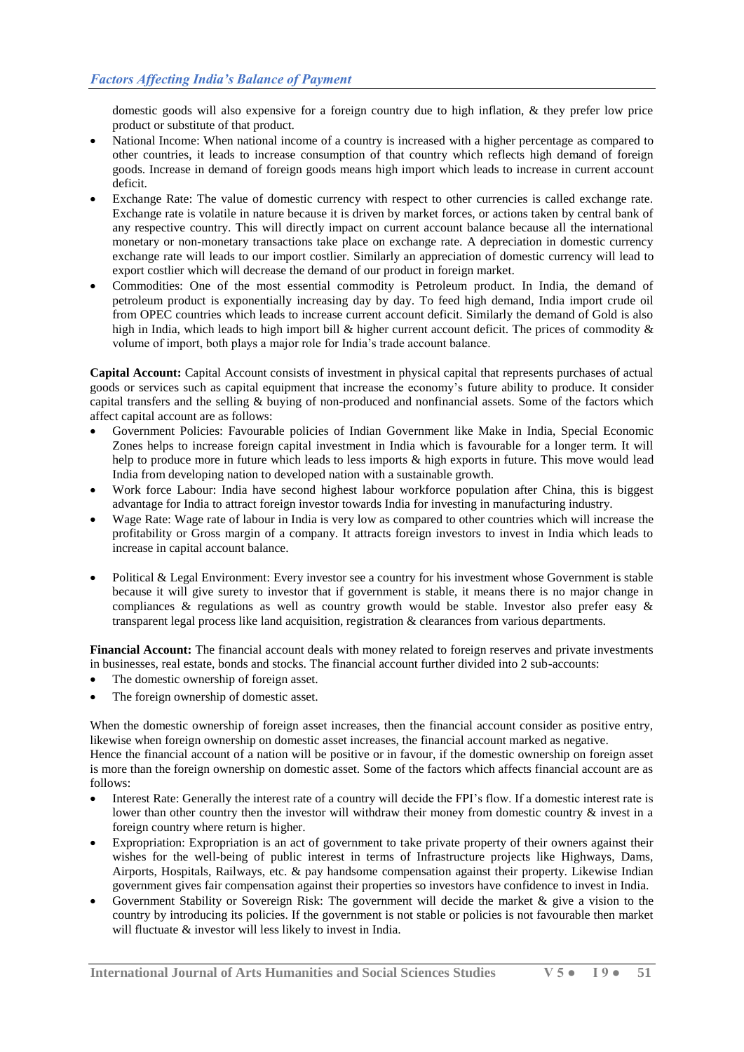domestic goods will also expensive for a foreign country due to high inflation, & they prefer low price product or substitute of that product.

- National Income: When national income of a country is increased with a higher percentage as compared to other countries, it leads to increase consumption of that country which reflects high demand of foreign goods. Increase in demand of foreign goods means high import which leads to increase in current account deficit.
- Exchange Rate: The value of domestic currency with respect to other currencies is called exchange rate. Exchange rate is volatile in nature because it is driven by market forces, or actions taken by central bank of any respective country. This will directly impact on current account balance because all the international monetary or non-monetary transactions take place on exchange rate. A depreciation in domestic currency exchange rate will leads to our import costlier. Similarly an appreciation of domestic currency will lead to export costlier which will decrease the demand of our product in foreign market.
- Commodities: One of the most essential commodity is Petroleum product. In India, the demand of petroleum product is exponentially increasing day by day. To feed high demand, India import crude oil from OPEC countries which leads to increase current account deficit. Similarly the demand of Gold is also high in India, which leads to high import bill & higher current account deficit. The prices of commodity & volume of import, both plays a major role for India's trade account balance.

**Capital Account:** Capital Account consists of investment in physical capital that represents purchases of actual goods or services such as capital equipment that increase the economy's future ability to produce. It consider capital transfers and the selling & buying of non-produced and nonfinancial assets. Some of the factors which affect capital account are as follows:

- Government Policies: Favourable policies of Indian Government like Make in India, Special Economic Zones helps to increase foreign capital investment in India which is favourable for a longer term. It will help to produce more in future which leads to less imports & high exports in future. This move would lead India from developing nation to developed nation with a sustainable growth.
- Work force Labour: India have second highest labour workforce population after China, this is biggest advantage for India to attract foreign investor towards India for investing in manufacturing industry.
- Wage Rate: Wage rate of labour in India is very low as compared to other countries which will increase the profitability or Gross margin of a company. It attracts foreign investors to invest in India which leads to increase in capital account balance.
- Political & Legal Environment: Every investor see a country for his investment whose Government is stable because it will give surety to investor that if government is stable, it means there is no major change in compliances & regulations as well as country growth would be stable. Investor also prefer easy & transparent legal process like land acquisition, registration & clearances from various departments.

**Financial Account:** The financial account deals with money related to foreign reserves and private investments in businesses, real estate, bonds and stocks. The financial account further divided into 2 sub-accounts:

- The domestic ownership of foreign asset.
- The foreign ownership of domestic asset.

When the domestic ownership of foreign asset increases, then the financial account consider as positive entry, likewise when foreign ownership on domestic asset increases, the financial account marked as negative.
Hence the financial account of a nation will be positive or in favour, if the domestic ownership on foreign asset is more than the foreign ownership on domestic asset. Some of the factors which affects financial account are as follows:

- Interest Rate: Generally the interest rate of a country will decide the FPI's flow. If a domestic interest rate is lower than other country then the investor will withdraw their money from domestic country & invest in a foreign country where return is higher.
- Expropriation: Expropriation is an act of government to take private property of their owners against their wishes for the well-being of public interest in terms of Infrastructure projects like Highways, Dams, Airports, Hospitals, Railways, etc. & pay handsome compensation against their property. Likewise Indian government gives fair compensation against their properties so investors have confidence to invest in India.
- Government Stability or Sovereign Risk: The government will decide the market & give a vision to the country by introducing its policies. If the government is not stable or policies is not favourable then market will fluctuate & investor will less likely to invest in India.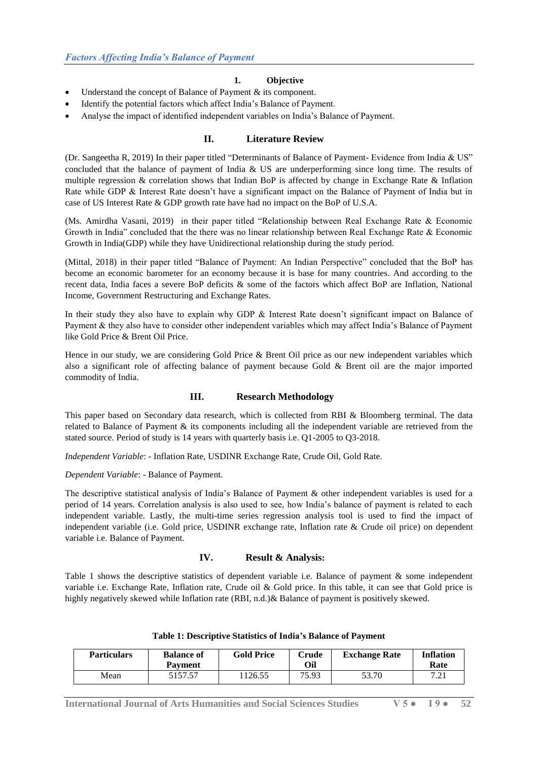## 1. Objective

- Understand the concept of Balance of Payment & its component.
- Identify the potential factors which affect India's Balance of Payment.
- Analyse the impact of identified independent variables on India's Balance of Payment.

## II. Literature Review

(Dr. Sangeetha R, 2019) In their paper titled "Determinants of Balance of Payment- Evidence from India & US" concluded that the balance of payment of India & US are underperforming since long time. The results of multiple regression & correlation shows that Indian BoP is affected by change in Exchange Rate & Inflation Rate while GDP & Interest Rate doesn't have a significant impact on the Balance of Payment of India but in case of US Interest Rate & GDP growth rate have had no impact on the BoP of U.S.A.

(Ms. Amirdha Vasani, 2019) in their paper titled "Relationship between Real Exchange Rate & Economic Growth in India" concluded that the there was no linear relationship between Real Exchange Rate & Economic Growth in India(GDP) while they have Unidirectional relationship during the study period.

(Mittal, 2018) in their paper titled "Balance of Payment: An Indian Perspective" concluded that the BoP has become an economic barometer for an economy because it is base for many countries. And according to the recent data, India faces a severe BoP deficits & some of the factors which affect BoP are Inflation, National Income, Government Restructuring and Exchange Rates.

In their study they also have to explain why GDP & Interest Rate doesn't significant impact on Balance of Payment & they also have to consider other independent variables which may affect India's Balance of Payment like Gold Price & Brent Oil Price.

Hence in our study, we are considering Gold Price & Brent Oil price as our new independent variables which also a significant role of affecting balance of payment because Gold & Brent oil are the major imported commodity of India.

## III. Research Methodology

This paper based on Secondary data research, which is collected from RBI & Bloomberg terminal. The data related to Balance of Payment & its components including all the independent variable are retrieved from the stated source. Period of study is 14 years with quarterly basis i.e. Q1-2005 to Q3-2018.

*Independent Variable*: - Inflation Rate, USDINR Exchange Rate, Crude Oil, Gold Rate.

*Dependent Variable*: - Balance of Payment.

The descriptive statistical analysis of India's Balance of Payment & other independent variables is used for a period of 14 years. Correlation analysis is also used to see, how India's balance of payment is related to each independent variable. Lastly, the multi-time series regression analysis tool is used to find the impact of independent variable (i.e. Gold price, USDINR exchange rate, Inflation rate & Crude oil price) on dependent variable i.e. Balance of Payment.

## IV. Result & Analysis:

Table 1 shows the descriptive statistics of dependent variable i.e. Balance of payment & some independent variable i.e. Exchange Rate, Inflation rate, Crude oil & Gold price. In this table, it can see that Gold price is highly negatively skewed while Inflation rate (RBI, n.d.)& Balance of payment is positively skewed.

**Table 1: Descriptive Statistics of India's Balance of Payment**

| Particulars | Balance of Payment | Gold Price | Crude Oil | Exchange Rate | Inflation Rate |
|---|---|---|---|---|---|
| Mean | 5157.57 | 1126.55 | 75.93 | 53.70 | 7.21 |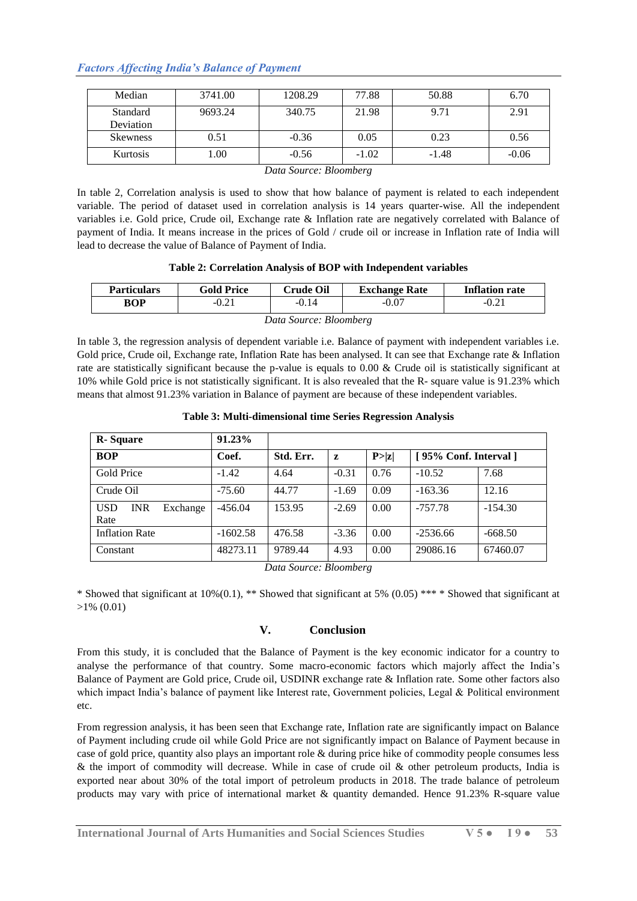| Median | 3741.00 | 1208.29 | 77.88 | 50.88 | 6.70 |
|---|---|---|---|---|---|
| Standard Deviation | 9693.24 | 340.75 | 21.98 | 9.71 | 2.91 |
| Skewness | 0.51 | -0.36 | 0.05 | 0.23 | 0.56 |
| Kurtosis | 1.00 | -0.56 | -1.02 | -1.48 | -0.06 |

*Data Source: Bloomberg*

In table 2, Correlation analysis is used to show that how balance of payment is related to each independent variable. The period of dataset used in correlation analysis is 14 years quarter-wise. All the independent variables i.e. Gold price, Crude oil, Exchange rate & Inflation rate are negatively correlated with Balance of payment of India. It means increase in the prices of Gold / crude oil or increase in Inflation rate of India will lead to decrease the value of Balance of Payment of India.

**Table 2: Correlation Analysis of BOP with Independent variables**

| Particulars | Gold Price | Crude Oil | Exchange Rate | Inflation rate |
|---|---|---|---|---|
| **BOP** | -0.21 | -0.14 | -0.07 | -0.21 |

*Data Source: Bloomberg*

In table 3, the regression analysis of dependent variable i.e. Balance of payment with independent variables i.e. Gold price, Crude oil, Exchange rate, Inflation Rate has been analysed. It can see that Exchange rate & Inflation rate are statistically significant because the p-value is equals to 0.00 & Crude oil is statistically significant at 10% while Gold price is not statistically significant. It is also revealed that the R- square value is 91.23% which means that almost 91.23% variation in Balance of payment are because of these independent variables.

**Table 3: Multi-dimensional time Series Regression Analysis**

| **R- Square** | **91.23%** | | | | | |
|---|---|---|---|---|---|---|
| **BOP** | **Coef.** | **Std. Err.** | **z** | **P>\|z\|** | **[ 95% Conf. Interval ]** | |
| Gold Price | -1.42 | 4.64 | -0.31 | 0.76 | -10.52 | 7.68 |
| Crude Oil | -75.60 | 44.77 | -1.69 | 0.09 | -163.36 | 12.16 |
| USD INR Exchange Rate | -456.04 | 153.95 | -2.69 | 0.00 | -757.78 | -154.30 |
| Inflation Rate | -1602.58 | 476.58 | -3.36 | 0.00 | -2536.66 | -668.50 |
| Constant | 48273.11 | 9789.44 | 4.93 | 0.00 | 29086.16 | 67460.07 |

*Data Source: Bloomberg*

* Showed that significant at 10%(0.1), ** Showed that significant at 5% (0.05) *** * Showed that significant at >1% (0.01)

## V. Conclusion

From this study, it is concluded that the Balance of Payment is the key economic indicator for a country to analyse the performance of that country. Some macro-economic factors which majorly affect the India's Balance of Payment are Gold price, Crude oil, USDINR exchange rate & Inflation rate. Some other factors also which impact India's balance of payment like Interest rate, Government policies, Legal & Political environment etc.

From regression analysis, it has been seen that Exchange rate, Inflation rate are significantly impact on Balance of Payment including crude oil while Gold Price are not significantly impact on Balance of Payment because in case of gold price, quantity also plays an important role & during price hike of commodity people consumes less & the import of commodity will decrease. While in case of crude oil & other petroleum products, India is exported near about 30% of the total import of petroleum products in 2018. The trade balance of petroleum products may vary with price of international market & quantity demanded. Hence 91.23% R-square value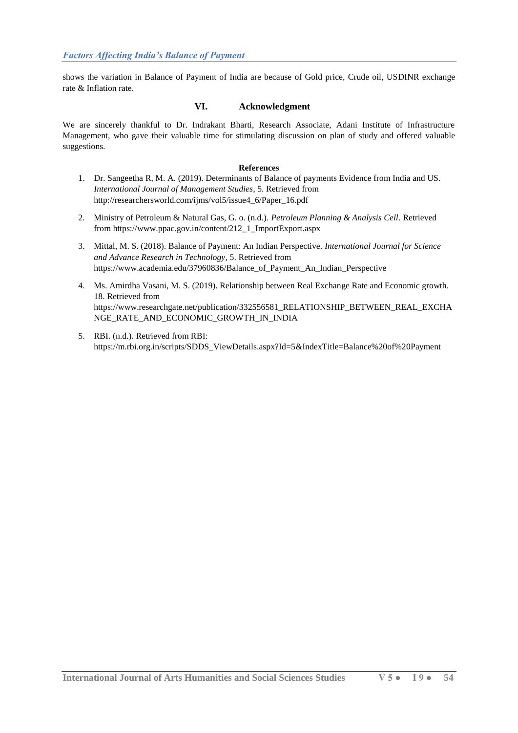shows the variation in Balance of Payment of India are because of Gold price, Crude oil, USDINR exchange rate & Inflation rate.

## VI. Acknowledgment

We are sincerely thankful to Dr. Indrakant Bharti, Research Associate, Adani Institute of Infrastructure Management, who gave their valuable time for stimulating discussion on plan of study and offered valuable suggestions.

**References**

1. Dr. Sangeetha R, M. A. (2019). Determinants of Balance of payments Evidence from India and US. *International Journal of Management Studies*, 5. Retrieved from http://researchersworld.com/ijms/vol5/issue4_6/Paper_16.pdf
2. Ministry of Petroleum & Natural Gas, G. o. (n.d.). *Petroleum Planning & Analysis Cell*. Retrieved from https://www.ppac.gov.in/content/212_1_ImportExport.aspx
3. Mittal, M. S. (2018). Balance of Payment: An Indian Perspective. *International Journal for Science and Advance Research in Technology*, 5. Retrieved from https://www.academia.edu/37960836/Balance_of_Payment_An_Indian_Perspective
4. Ms. Amirdha Vasani, M. S. (2019). Relationship between Real Exchange Rate and Economic growth. 18. Retrieved from https://www.researchgate.net/publication/332556581_RELATIONSHIP_BETWEEN_REAL_EXCHANGE_RATE_AND_ECONOMIC_GROWTH_IN_INDIA
5. RBI. (n.d.). Retrieved from RBI: https://m.rbi.org.in/scripts/SDDS_ViewDetails.aspx?Id=5&IndexTitle=Balance%20of%20Payment